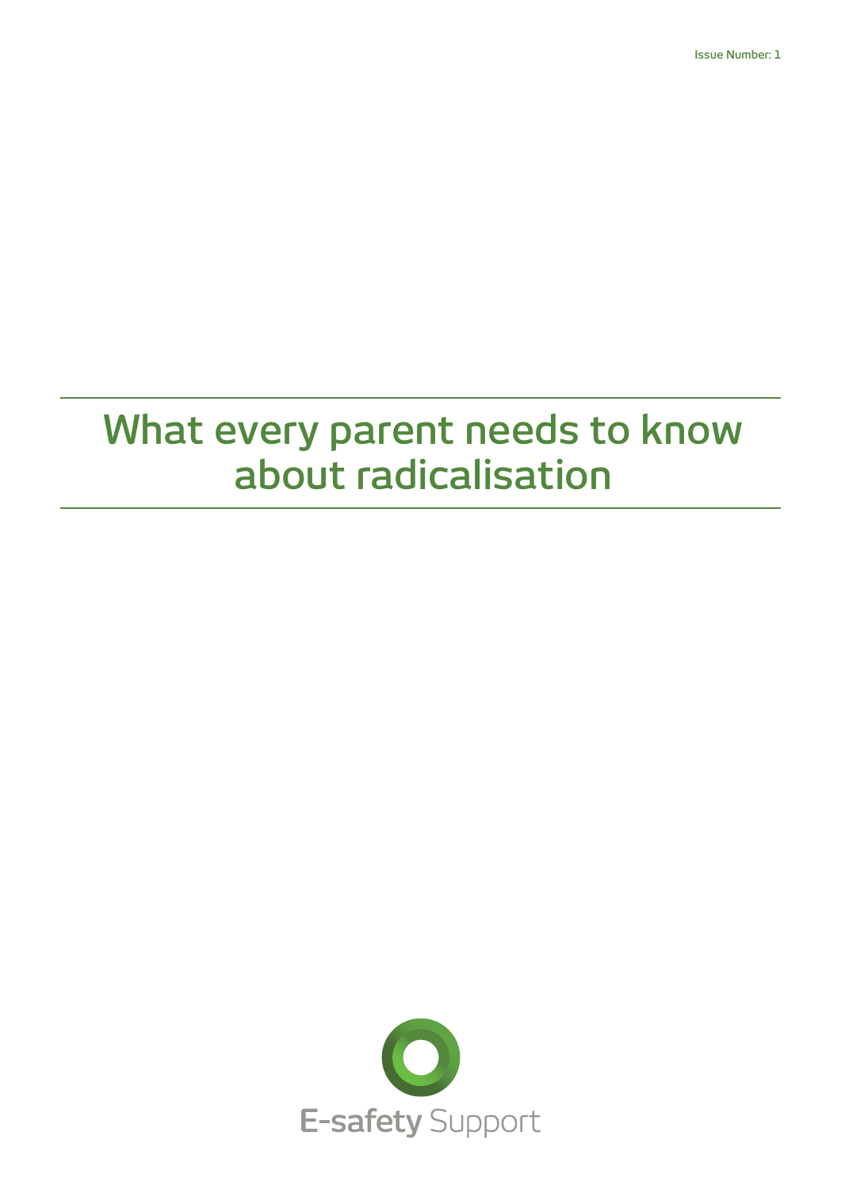Issue Number: 1

# What every parent needs to know about radicalisation

E-safety Support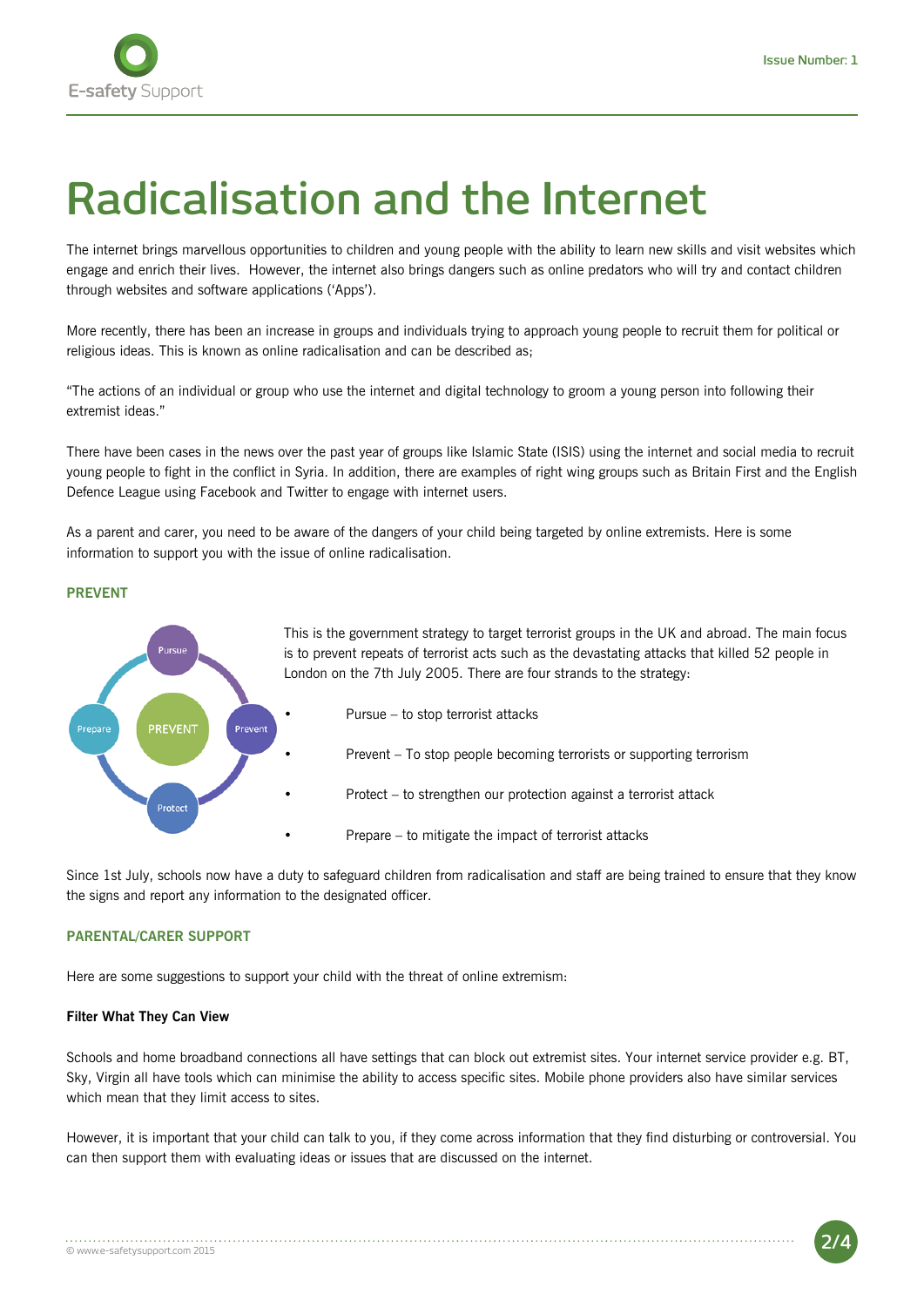# Radicalisation and the Internet

The internet brings marvellous opportunities to children and young people with the ability to learn new skills and visit websites which engage and enrich their lives. However, the internet also brings dangers such as online predators who will try and contact children through websites and software applications ('Apps').

More recently, there has been an increase in groups and individuals trying to approach young people to recruit them for political or religious ideas. This is known as online radicalisation and can be described as;

"The actions of an individual or group who use the internet and digital technology to groom a young person into following their extremist ideas."

There have been cases in the news over the past year of groups like Islamic State (ISIS) using the internet and social media to recruit young people to fight in the conflict in Syria. In addition, there are examples of right wing groups such as Britain First and the English Defence League using Facebook and Twitter to engage with internet users.

As a parent and carer, you need to be aware of the dangers of your child being targeted by online extremists. Here is some information to support you with the issue of online radicalisation.

## PREVENT

This is the government strategy to target terrorist groups in the UK and abroad. The main focus is to prevent repeats of terrorist acts such as the devastating attacks that killed 52 people in London on the 7th July 2005. There are four strands to the strategy:

- Pursue – to stop terrorist attacks
- Prevent – To stop people becoming terrorists or supporting terrorism
- Protect – to strengthen our protection against a terrorist attack
- Prepare – to mitigate the impact of terrorist attacks

Since 1st July, schools now have a duty to safeguard children from radicalisation and staff are being trained to ensure that they know the signs and report any information to the designated officer.

## PARENTAL/CARER SUPPORT

Here are some suggestions to support your child with the threat of online extremism:

### Filter What They Can View

Schools and home broadband connections all have settings that can block out extremist sites. Your internet service provider e.g. BT, Sky, Virgin all have tools which can minimise the ability to access specific sites. Mobile phone providers also have similar services which mean that they limit access to sites.

However, it is important that your child can talk to you, if they come across information that they find disturbing or controversial. You can then support them with evaluating ideas or issues that are discussed on the internet.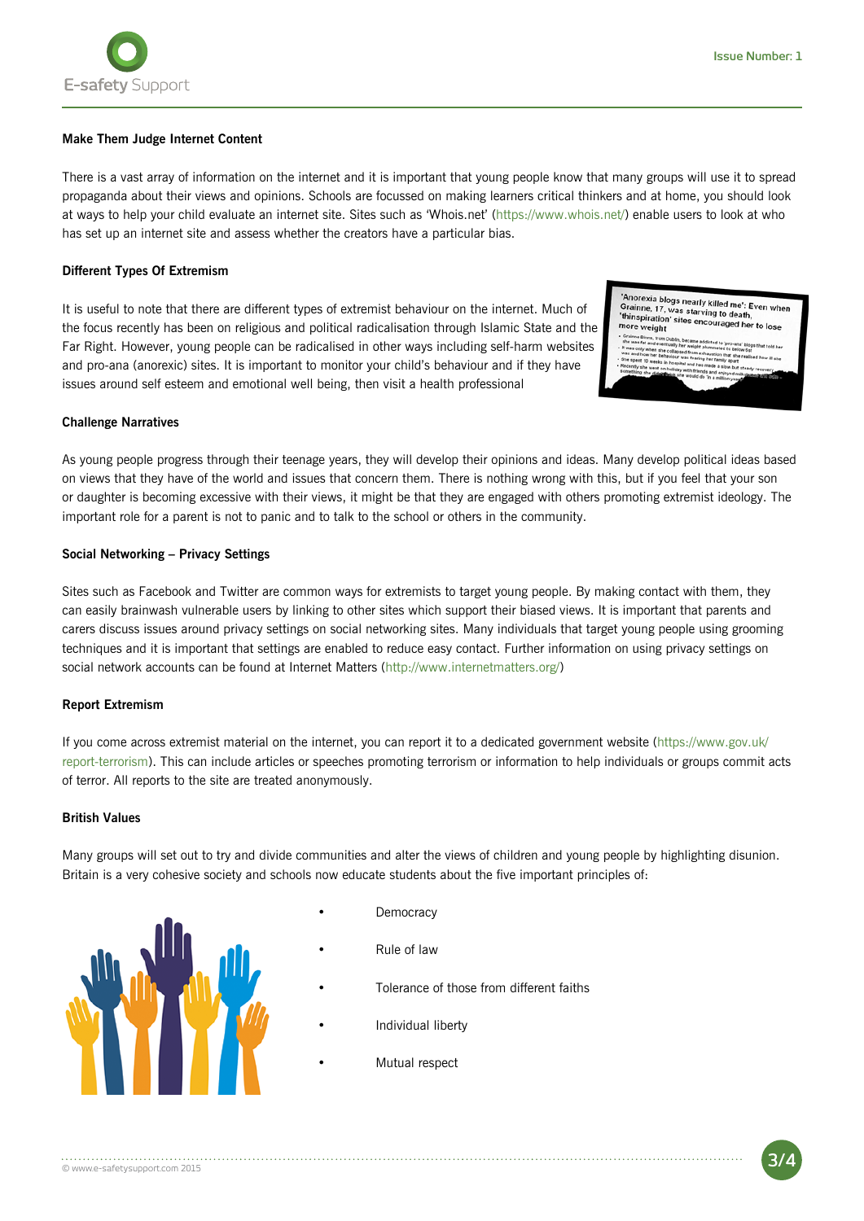### Make Them Judge Internet Content

There is a vast array of information on the internet and it is important that young people know that many groups will use it to spread propaganda about their views and opinions. Schools are focussed on making learners critical thinkers and at home, you should look at ways to help your child evaluate an internet site. Sites such as 'Whois.net' (https://www.whois.net/) enable users to look at who has set up an internet site and assess whether the creators have a particular bias.

### Different Types Of Extremism

It is useful to note that there are different types of extremist behaviour on the internet. Much of the focus recently has been on religious and political radicalisation through Islamic State and the Far Right. However, young people can be radicalised in other ways including self-harm websites and pro-ana (anorexic) sites. It is important to monitor your child's behaviour and if they have issues around self esteem and emotional well being, then visit a health professional

### Challenge Narratives

As young people progress through their teenage years, they will develop their opinions and ideas. Many develop political ideas based on views that they have of the world and issues that concern them. There is nothing wrong with this, but if you feel that your son or daughter is becoming excessive with their views, it might be that they are engaged with others promoting extremist ideology. The important role for a parent is not to panic and to talk to the school or others in the community.

### Social Networking – Privacy Settings

Sites such as Facebook and Twitter are common ways for extremists to target young people. By making contact with them, they can easily brainwash vulnerable users by linking to other sites which support their biased views. It is important that parents and carers discuss issues around privacy settings on social networking sites. Many individuals that target young people using grooming techniques and it is important that settings are enabled to reduce easy contact. Further information on using privacy settings on social network accounts can be found at Internet Matters (http://www.internetmatters.org/)

### Report Extremism

If you come across extremist material on the internet, you can report it to a dedicated government website (https://www.gov.uk/report-terrorism). This can include articles or speeches promoting terrorism or information to help individuals or groups commit acts of terror. All reports to the site are treated anonymously.

### British Values

Many groups will set out to try and divide communities and alter the views of children and young people by highlighting disunion. Britain is a very cohesive society and schools now educate students about the five important principles of:

- Democracy
- Rule of law
- Tolerance of those from different faiths
- Individual liberty
- Mutual respect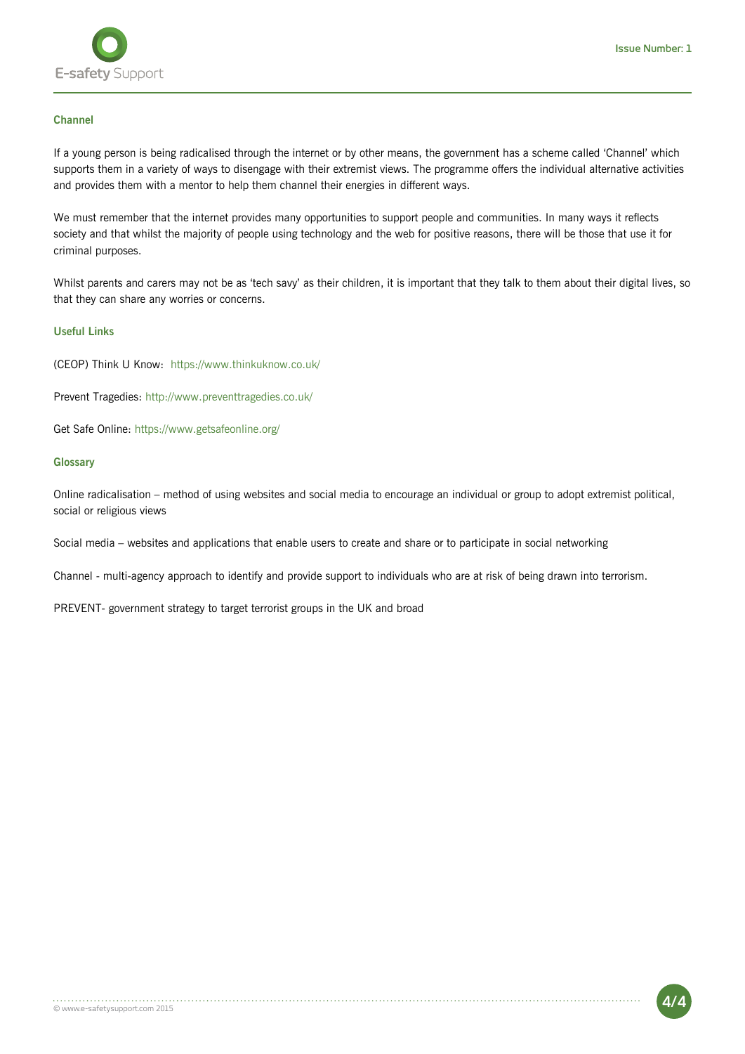## Channel

If a young person is being radicalised through the internet or by other means, the government has a scheme called 'Channel' which supports them in a variety of ways to disengage with their extremist views. The programme offers the individual alternative activities and provides them with a mentor to help them channel their energies in different ways.

We must remember that the internet provides many opportunities to support people and communities. In many ways it reflects society and that whilst the majority of people using technology and the web for positive reasons, there will be those that use it for criminal purposes.

Whilst parents and carers may not be as 'tech savy' as their children, it is important that they talk to them about their digital lives, so that they can share any worries or concerns.

## Useful Links

(CEOP) Think U Know: https://www.thinkuknow.co.uk/

Prevent Tragedies: http://www.preventtragedies.co.uk/

Get Safe Online: https://www.getsafeonline.org/

## Glossary

Online radicalisation – method of using websites and social media to encourage an individual or group to adopt extremist political, social or religious views

Social media – websites and applications that enable users to create and share or to participate in social networking

Channel - multi-agency approach to identify and provide support to individuals who are at risk of being drawn into terrorism.

PREVENT- government strategy to target terrorist groups in the UK and broad